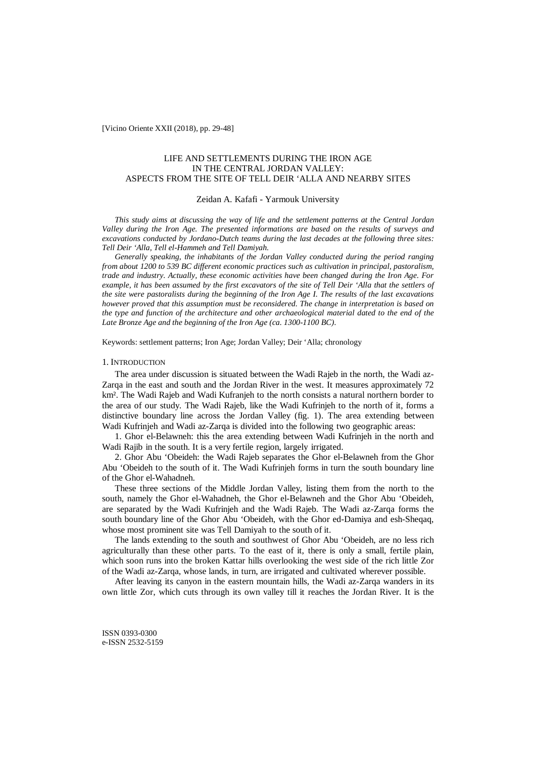[Vicino Oriente XXII (2018), pp. 29-48]

# LIFE AND SETTLEMENTS DURING THE IRON AGE IN THE CENTRAL JORDAN VALLEY: ASPECTS FROM THE SITE OF TELL DEIR 'ALLA AND NEARBY SITES

Zeidan A. Kafafi - Yarmouk University

*This study aims at discussing the way of life and the settlement patterns at the Central Jordan Valley during the Iron Age. The presented informations are based on the results of surveys and excavations conducted by Jordano-Dutch teams during the last decades at the following three sites: Tell Deir 'Alla, Tell el-Hammeh and Tell Damiyah.*

*Generally speaking, the inhabitants of the Jordan Valley conducted during the period ranging from about 1200 to 539 BC different economic practices such as cultivation in principal, pastoralism, trade and industry. Actually, these economic activities have been changed during the Iron Age. For example, it has been assumed by the first excavators of the site of Tell Deir 'Alla that the settlers of the site were pastoralists during the beginning of the Iron Age I. The results of the last excavations however proved that this assumption must be reconsidered. The change in interpretation is based on the type and function of the architecture and other archaeological material dated to the end of the Late Bronze Age and the beginning of the Iron Age (ca. 1300-1100 BC).*

Keywords: settlement patterns; Iron Age; Jordan Valley; Deir 'Alla; chronology

## 1. Introduction

The area under discussion is situated between the Wadi Rajeb in the north, the Wadi az-Zarqa in the east and south and the Jordan River in the west. It measures approximately 72 km². The Wadi Rajeb and Wadi Kufranjeh to the north consists a natural northern border to the area of our study. The Wadi Rajeb, like the Wadi Kufrinjeh to the north of it, forms a distinctive boundary line across the Jordan Valley (fig. 1). The area extending between Wadi Kufrinjeh and Wadi az-Zarqa is divided into the following two geographic areas:

1. Ghor el-Belawneh: this the area extending between Wadi Kufrinjeh in the north and Wadi Rajib in the south. It is a very fertile region, largely irrigated.

2. Ghor Abu 'Obeideh: the Wadi Rajeb separates the Ghor el-Belawneh from the Ghor Abu 'Obeideh to the south of it. The Wadi Kufrinjeh forms in turn the south boundary line of the Ghor el-Wahadneh.

These three sections of the Middle Jordan Valley, listing them from the north to the south, namely the Ghor el-Wahadneh, the Ghor el-Belawneh and the Ghor Abu 'Obeideh, are separated by the Wadi Kufrinjeh and the Wadi Rajeb. The Wadi az-Zarqa forms the south boundary line of the Ghor Abu 'Obeideh, with the Ghor ed-Damiya and esh-Sheqaq, whose most prominent site was Tell Damiyah to the south of it.

The lands extending to the south and southwest of Ghor Abu 'Obeideh, are no less rich agriculturally than these other parts. To the east of it, there is only a small, fertile plain, which soon runs into the broken Kattar hills overlooking the west side of the rich little Zor of the Wadi az-Zarqa, whose lands, in turn, are irrigated and cultivated wherever possible.

After leaving its canyon in the eastern mountain hills, the Wadi az-Zarqa wanders in its own little Zor, which cuts through its own valley till it reaches the Jordan River. It is the

ISSN 0393-0300
e-ISSN 2532-5159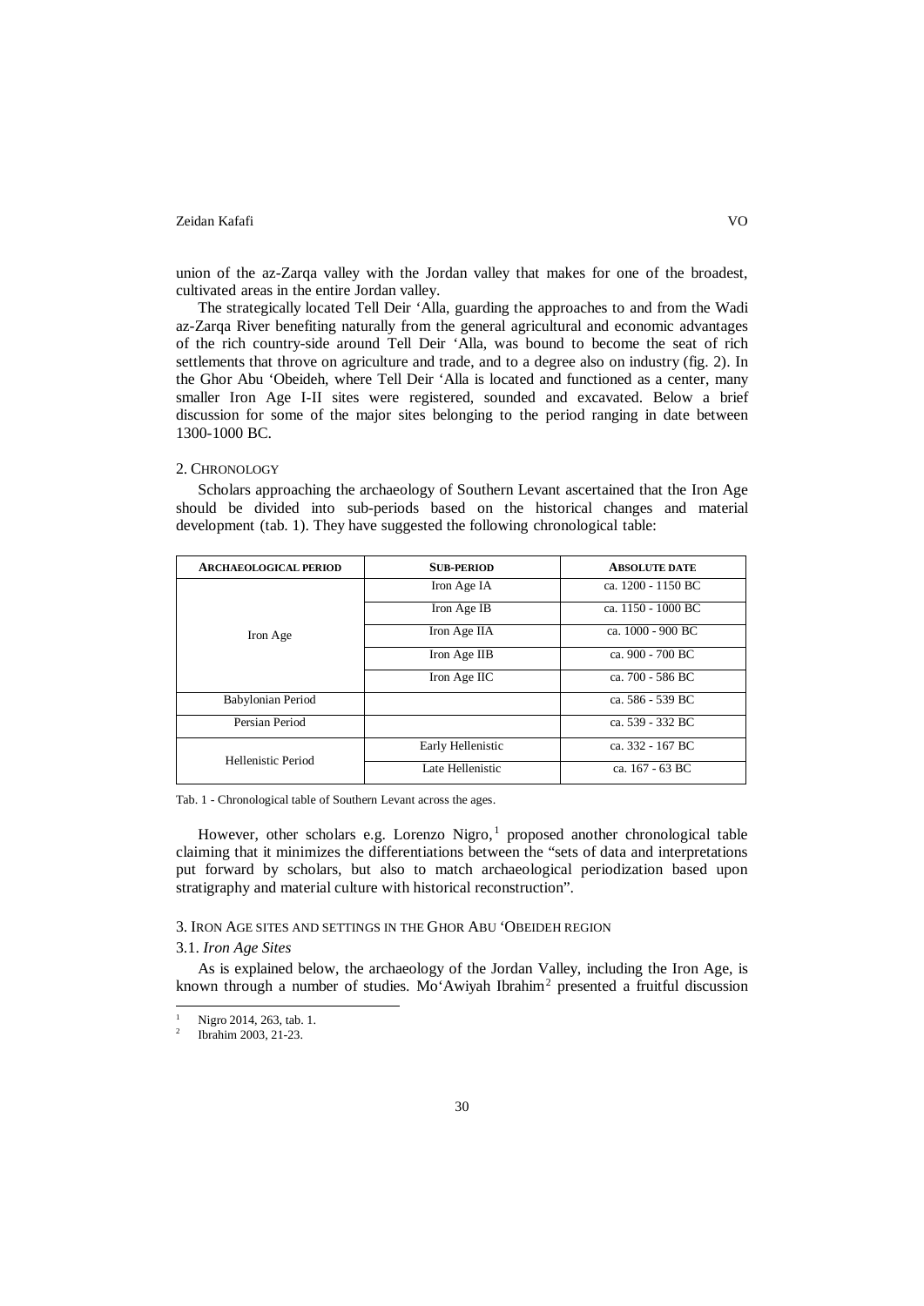union of the az-Zarqa valley with the Jordan valley that makes for one of the broadest, cultivated areas in the entire Jordan valley.

The strategically located Tell Deir ʻAlla, guarding the approaches to and from the Wadi az-Zarqa River benefiting naturally from the general agricultural and economic advantages of the rich country-side around Tell Deir ʻAlla, was bound to become the seat of rich settlements that throve on agriculture and trade, and to a degree also on industry (fig. 2). In the Ghor Abu ʻObeideh, where Tell Deir ʻAlla is located and functioned as a center, many smaller Iron Age I-II sites were registered, sounded and excavated. Below a brief discussion for some of the major sites belonging to the period ranging in date between 1300-1000 BC.

## 2. Chronology

Scholars approaching the archaeology of Southern Levant ascertained that the Iron Age should be divided into sub-periods based on the historical changes and material development (tab. 1). They have suggested the following chronological table:

| Archaeological period | Sub-period | Absolute date |
|---|---|---|
| Iron Age | Iron Age IA | ca. 1200 - 1150 BC |
| | Iron Age IB | ca. 1150 - 1000 BC |
| | Iron Age IIA | ca. 1000 - 900 BC |
| | Iron Age IIB | ca. 900 - 700 BC |
| | Iron Age IIC | ca. 700 - 586 BC |
| Babylonian Period | | ca. 586 - 539 BC |
| Persian Period | | ca. 539 - 332 BC |
| Hellenistic Period | Early Hellenistic | ca. 332 - 167 BC |
| | Late Hellenistic | ca. 167 - 63 BC |

Tab. 1 - Chronological table of Southern Levant across the ages.

However, other scholars e.g. Lorenzo Nigro,[1] proposed another chronological table claiming that it minimizes the differentiations between the "sets of data and interpretations put forward by scholars, but also to match archaeological periodization based upon stratigraphy and material culture with historical reconstruction".

## 3. Iron Age sites and settings in the Ghor Abu ʻObeideh region

### 3.1. *Iron Age Sites*

As is explained below, the archaeology of the Jordan Valley, including the Iron Age, is known through a number of studies. Moʻawiyah Ibrahim[2] presented a fruitful discussion

---

[1] Nigro 2014, 263, tab. 1.

[2] Ibrahim 2003, 21-23.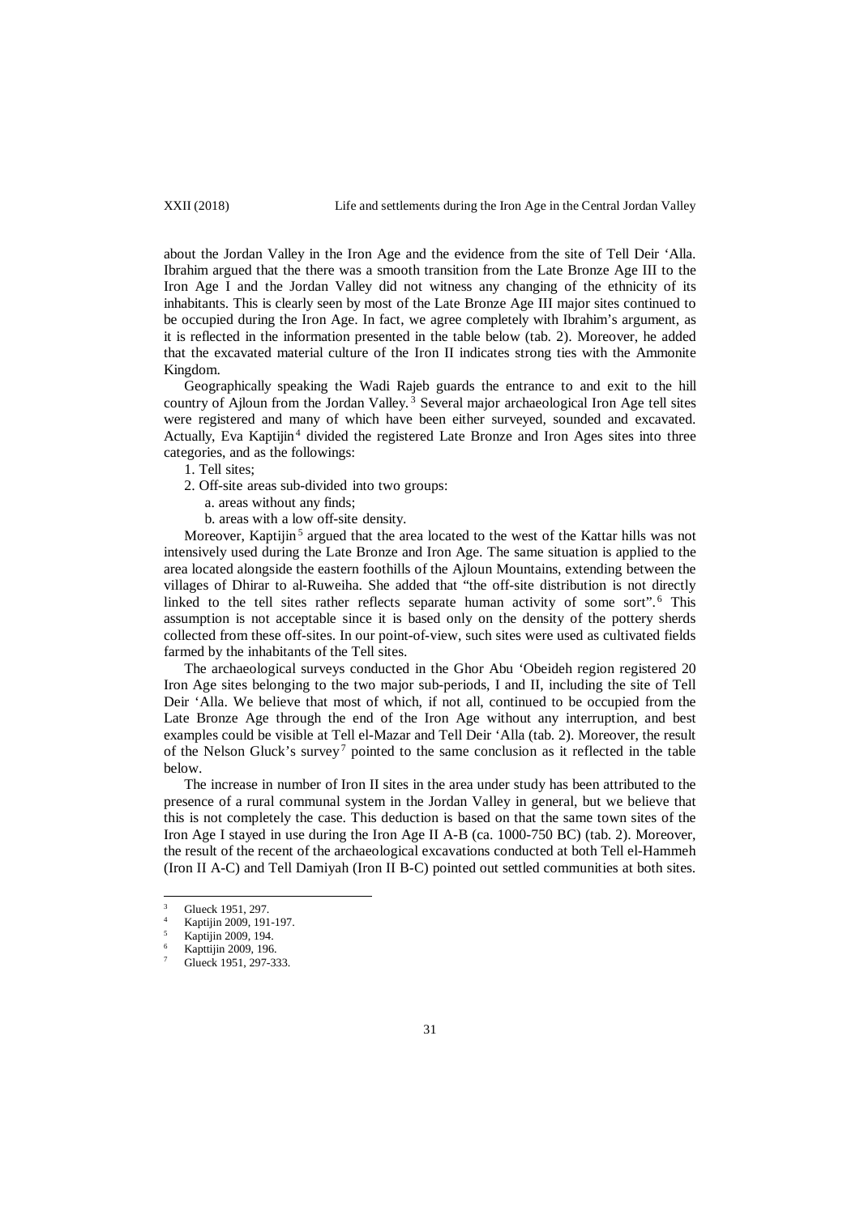about the Jordan Valley in the Iron Age and the evidence from the site of Tell Deir 'Alla. Ibrahim argued that the there was a smooth transition from the Late Bronze Age III to the Iron Age I and the Jordan Valley did not witness any changing of the ethnicity of its inhabitants. This is clearly seen by most of the Late Bronze Age III major sites continued to be occupied during the Iron Age. In fact, we agree completely with Ibrahim's argument, as it is reflected in the information presented in the table below (tab. 2). Moreover, he added that the excavated material culture of the Iron II indicates strong ties with the Ammonite Kingdom.

Geographically speaking the Wadi Rajeb guards the entrance to and exit to the hill country of Ajloun from the Jordan Valley.[3] Several major archaeological Iron Age tell sites were registered and many of which have been either surveyed, sounded and excavated. Actually, Eva Kaptijin[4] divided the registered Late Bronze and Iron Ages sites into three categories, and as the followings:

1. Tell sites;
2. Off-site areas sub-divided into two groups:
   a. areas without any finds;
   b. areas with a low off-site density.

Moreover, Kaptijin[5] argued that the area located to the west of the Kattar hills was not intensively used during the Late Bronze and Iron Age. The same situation is applied to the area located alongside the eastern foothills of the Ajloun Mountains, extending between the villages of Dhirar to al-Ruweiha. She added that "the off-site distribution is not directly linked to the tell sites rather reflects separate human activity of some sort".[6] This assumption is not acceptable since it is based only on the density of the pottery sherds collected from these off-sites. In our point-of-view, such sites were used as cultivated fields farmed by the inhabitants of the Tell sites.

The archaeological surveys conducted in the Ghor Abu 'Obeideh region registered 20 Iron Age sites belonging to the two major sub-periods, I and II, including the site of Tell Deir 'Alla. We believe that most of which, if not all, continued to be occupied from the Late Bronze Age through the end of the Iron Age without any interruption, and best examples could be visible at Tell el-Mazar and Tell Deir 'Alla (tab. 2). Moreover, the result of the Nelson Gluck's survey[7] pointed to the same conclusion as it reflected in the table below.

The increase in number of Iron II sites in the area under study has been attributed to the presence of a rural communal system in the Jordan Valley in general, but we believe that this is not completely the case. This deduction is based on that the same town sites of the Iron Age I stayed in use during the Iron Age II A-B (ca. 1000-750 BC) (tab. 2). Moreover, the result of the recent of the archaeological excavations conducted at both Tell el-Hammeh (Iron II A-C) and Tell Damiyah (Iron II B-C) pointed out settled communities at both sites.

---

[3] Glueck 1951, 297.

[4] Kaptijin 2009, 191-197.

[5] Kaptijin 2009, 194.

[6] Kapttijin 2009, 196.

[7] Glueck 1951, 297-333.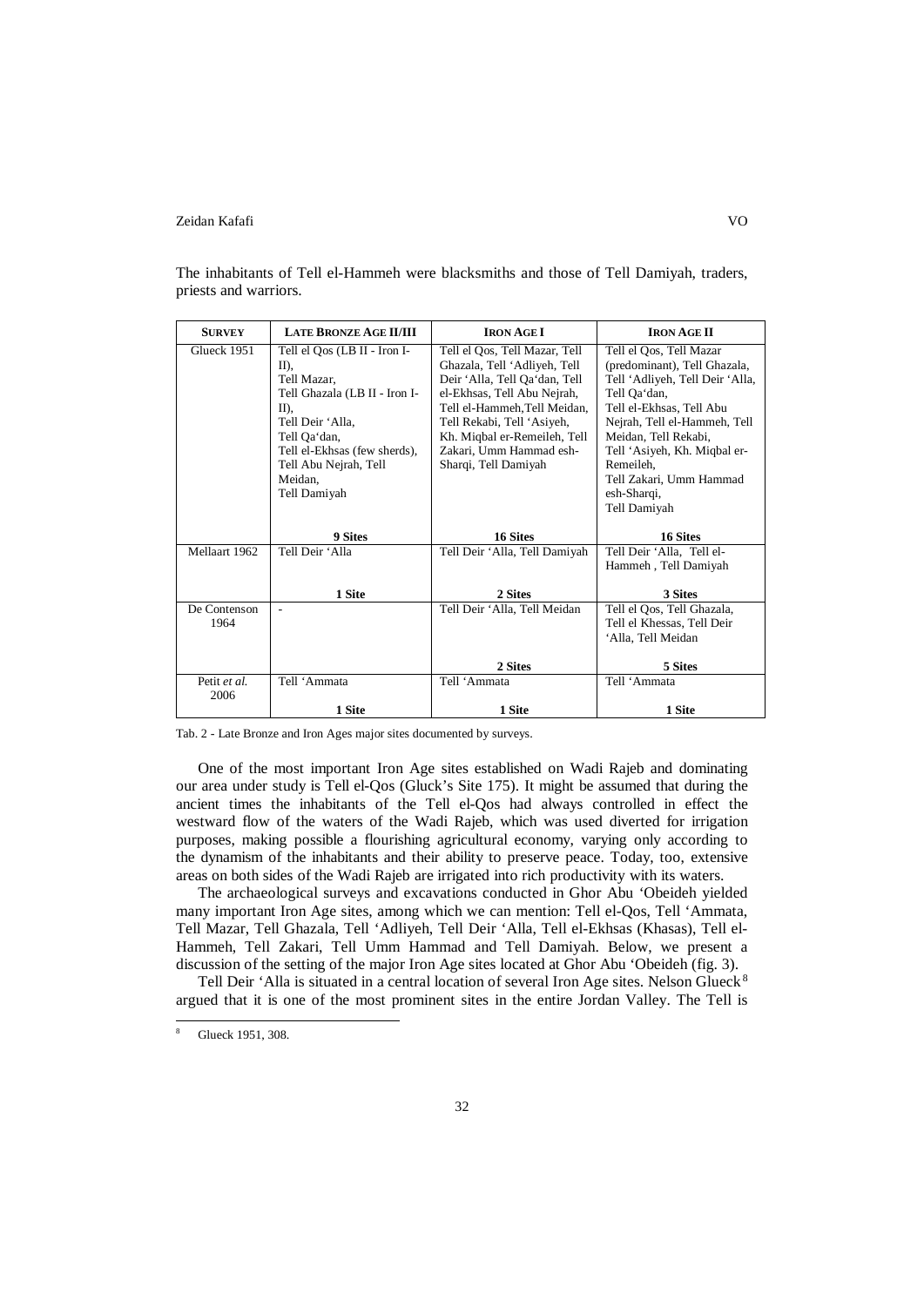The inhabitants of Tell el-Hammeh were blacksmiths and those of Tell Damiyah, traders, priests and warriors.

| SURVEY | LATE BRONZE AGE II/III | IRON AGE I | IRON AGE II |
|---|---|---|---|
| Glueck 1951 | Tell el Qos (LB II - Iron I-II), Tell Mazar, Tell Ghazala (LB II - Iron I-II), Tell Deir 'Alla, Tell Qa'dan, Tell el-Ekhsas (few sherds), Tell Abu Nejrah, Tell Meidan, Tell Damiyah<br>**9 Sites** | Tell el Qos, Tell Mazar, Tell Ghazala, Tell 'Adliyeh, Tell Deir 'Alla, Tell Qa'dan, Tell el-Ekhsas, Tell Abu Nejrah, Tell el-Hammeh,Tell Meidan, Tell Rekabi, Tell 'Asiyeh, Kh. Miqbal er-Remeileh, Tell Zakari, Umm Hammad esh-Sharqi, Tell Damiyah<br>**16 Sites** | Tell el Qos, Tell Mazar (predominant), Tell Ghazala, Tell 'Adliyeh, Tell Deir 'Alla, Tell Qa'dan, Tell el-Ekhsas, Tell Abu Nejrah, Tell el-Hammeh, Tell Meidan, Tell Rekabi, Tell 'Asiyeh, Kh. Miqbal er-Remeileh, Tell Zakari, Umm Hammad esh-Sharqi, Tell Damiyah<br>**16 Sites** |
| Mellaart 1962 | Tell Deir 'Alla<br>**1 Site** | Tell Deir 'Alla, Tell Damiyah<br>**2 Sites** | Tell Deir 'Alla, Tell el-Hammeh , Tell Damiyah<br>**3 Sites** |
| De Contenson 1964 | - | Tell Deir 'Alla, Tell Meidan<br>**2 Sites** | Tell el Qos, Tell Ghazala, Tell el Khessas, Tell Deir 'Alla, Tell Meidan<br>**5 Sites** |
| Petit *et al.* 2006 | Tell 'Ammata<br>**1 Site** | Tell 'Ammata<br>**1 Site** | Tell 'Ammata<br>**1 Site** |

Tab. 2 - Late Bronze and Iron Ages major sites documented by surveys.

One of the most important Iron Age sites established on Wadi Rajeb and dominating our area under study is Tell el-Qos (Gluck's Site 175). It might be assumed that during the ancient times the inhabitants of the Tell el-Qos had always controlled in effect the westward flow of the waters of the Wadi Rajeb, which was used diverted for irrigation purposes, making possible a flourishing agricultural economy, varying only according to the dynamism of the inhabitants and their ability to preserve peace. Today, too, extensive areas on both sides of the Wadi Rajeb are irrigated into rich productivity with its waters.

The archaeological surveys and excavations conducted in Ghor Abu 'Obeideh yielded many important Iron Age sites, among which we can mention: Tell el-Qos, Tell 'Ammata, Tell Mazar, Tell Ghazala, Tell 'Adliyeh, Tell Deir 'Alla, Tell el-Ekhsas (Khasas), Tell el-Hammeh, Tell Zakari, Tell Umm Hammad and Tell Damiyah. Below, we present a discussion of the setting of the major Iron Age sites located at Ghor Abu 'Obeideh (fig. 3).

Tell Deir 'Alla is situated in a central location of several Iron Age sites. Nelson Glueck[8] argued that it is one of the most prominent sites in the entire Jordan Valley. The Tell is

[8] Glueck 1951, 308.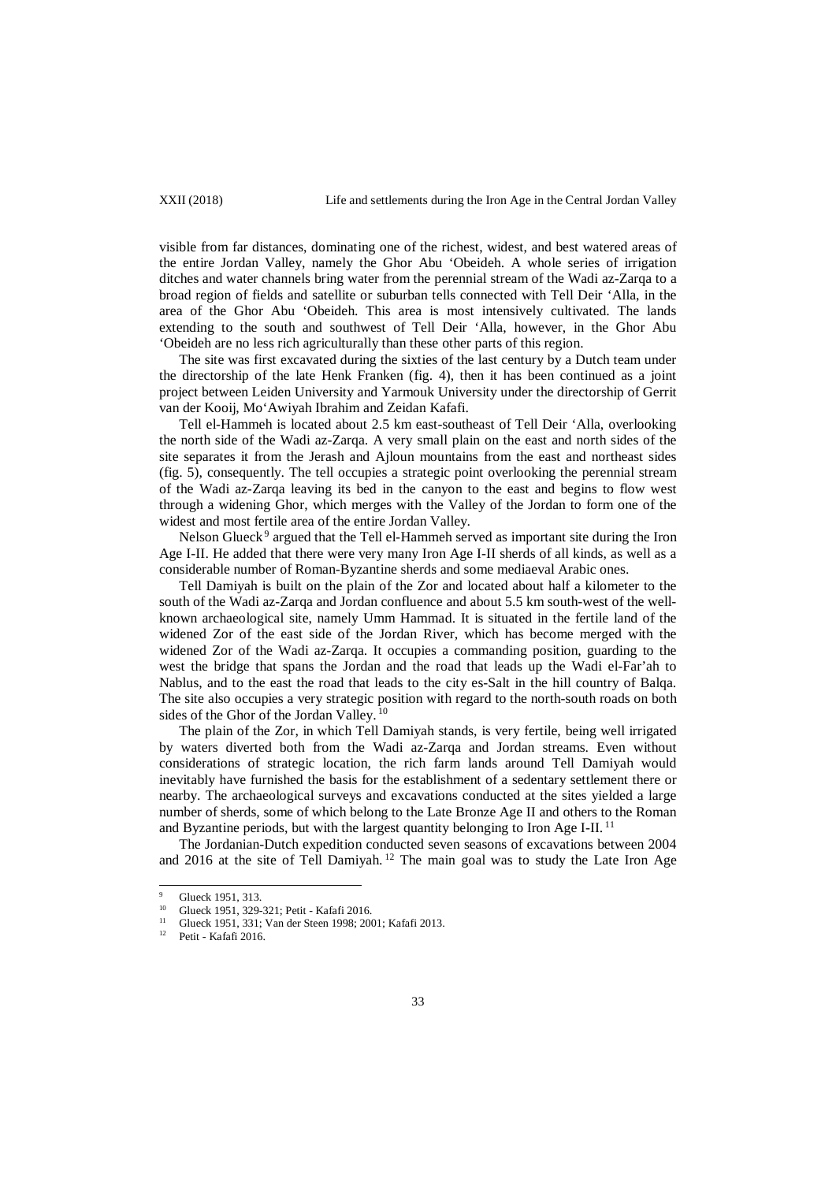visible from far distances, dominating one of the richest, widest, and best watered areas of the entire Jordan Valley, namely the Ghor Abu ‘Obeideh. A whole series of irrigation ditches and water channels bring water from the perennial stream of the Wadi az-Zarqa to a broad region of fields and satellite or suburban tells connected with Tell Deir ‘Alla, in the area of the Ghor Abu ‘Obeideh. This area is most intensively cultivated. The lands extending to the south and southwest of Tell Deir ‘Alla, however, in the Ghor Abu ‘Obeideh are no less rich agriculturally than these other parts of this region.

The site was first excavated during the sixties of the last century by a Dutch team under the directorship of the late Henk Franken (fig. 4), then it has been continued as a joint project between Leiden University and Yarmouk University under the directorship of Gerrit van der Kooij, Mo‘Awiyah Ibrahim and Zeidan Kafafi.

Tell el-Hammeh is located about 2.5 km east-southeast of Tell Deir ‘Alla, overlooking the north side of the Wadi az-Zarqa. A very small plain on the east and north sides of the site separates it from the Jerash and Ajloun mountains from the east and northeast sides (fig. 5), consequently. The tell occupies a strategic point overlooking the perennial stream of the Wadi az-Zarqa leaving its bed in the canyon to the east and begins to flow west through a widening Ghor, which merges with the Valley of the Jordan to form one of the widest and most fertile area of the entire Jordan Valley.

Nelson Glueck[9] argued that the Tell el-Hammeh served as important site during the Iron Age I-II. He added that there were very many Iron Age I-II sherds of all kinds, as well as a considerable number of Roman-Byzantine sherds and some mediaeval Arabic ones.

Tell Damiyah is built on the plain of the Zor and located about half a kilometer to the south of the Wadi az-Zarqa and Jordan confluence and about 5.5 km south-west of the well-known archaeological site, namely Umm Hammad. It is situated in the fertile land of the widened Zor of the east side of the Jordan River, which has become merged with the widened Zor of the Wadi az-Zarqa. It occupies a commanding position, guarding to the west the bridge that spans the Jordan and the road that leads up the Wadi el-Far’ah to Nablus, and to the east the road that leads to the city es-Salt in the hill country of Balqa. The site also occupies a very strategic position with regard to the north-south roads on both sides of the Ghor of the Jordan Valley.[10]

The plain of the Zor, in which Tell Damiyah stands, is very fertile, being well irrigated by waters diverted both from the Wadi az-Zarqa and Jordan streams. Even without considerations of strategic location, the rich farm lands around Tell Damiyah would inevitably have furnished the basis for the establishment of a sedentary settlement there or nearby. The archaeological surveys and excavations conducted at the sites yielded a large number of sherds, some of which belong to the Late Bronze Age II and others to the Roman and Byzantine periods, but with the largest quantity belonging to Iron Age I-II.[11]

The Jordanian-Dutch expedition conducted seven seasons of excavations between 2004 and 2016 at the site of Tell Damiyah.[12] The main goal was to study the Late Iron Age

---

[9] Glueck 1951, 313.

[10] Glueck 1951, 329-321; Petit - Kafafi 2016.

[11] Glueck 1951, 331; Van der Steen 1998; 2001; Kafafi 2013.

[12] Petit - Kafafi 2016.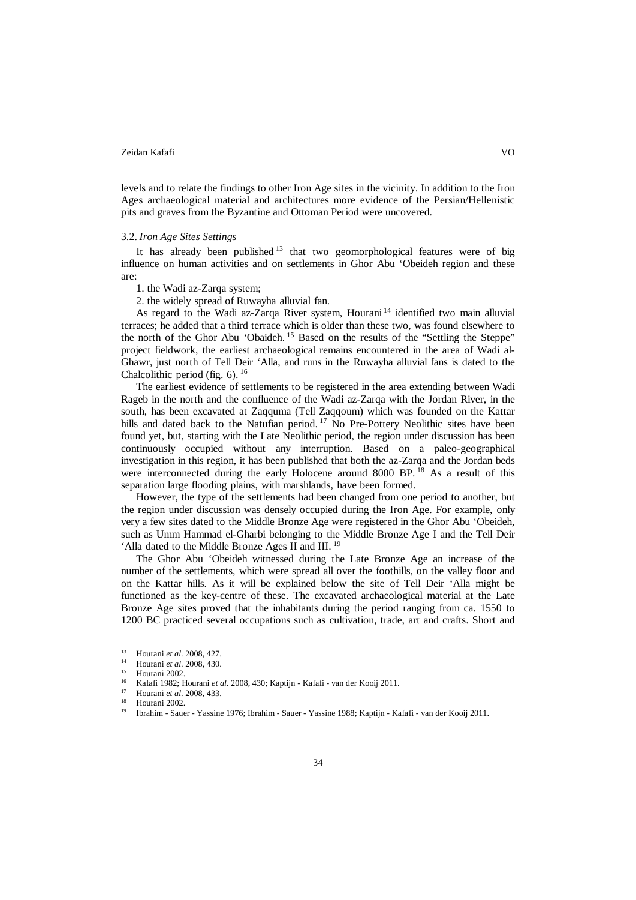levels and to relate the findings to other Iron Age sites in the vicinity. In addition to the Iron Ages archaeological material and architectures more evidence of the Persian/Hellenistic pits and graves from the Byzantine and Ottoman Period were uncovered.

### 3.2. *Iron Age Sites Settings*

It has already been published [13] that two geomorphological features were of big influence on human activities and on settlements in Ghor Abu 'Obeideh region and these are:

1. the Wadi az-Zarqa system;
2. the widely spread of Ruwayha alluvial fan.

As regard to the Wadi az-Zarqa River system, Hourani [14] identified two main alluvial terraces; he added that a third terrace which is older than these two, was found elsewhere to the north of the Ghor Abu 'Obaideh. [15] Based on the results of the "Settling the Steppe" project fieldwork, the earliest archaeological remains encountered in the area of Wadi al-Ghawr, just north of Tell Deir 'Alla, and runs in the Ruwayha alluvial fans is dated to the Chalcolithic period (fig. 6). [16]

The earliest evidence of settlements to be registered in the area extending between Wadi Rageb in the north and the confluence of the Wadi az-Zarqa with the Jordan River, in the south, has been excavated at Zaqquma (Tell Zaqqoum) which was founded on the Kattar hills and dated back to the Natufian period. [17] No Pre-Pottery Neolithic sites have been found yet, but, starting with the Late Neolithic period, the region under discussion has been continuously occupied without any interruption. Based on a paleo-geographical investigation in this region, it has been published that both the az-Zarqa and the Jordan beds were interconnected during the early Holocene around 8000 BP. [18] As a result of this separation large flooding plains, with marshlands, have been formed.

However, the type of the settlements had been changed from one period to another, but the region under discussion was densely occupied during the Iron Age. For example, only very a few sites dated to the Middle Bronze Age were registered in the Ghor Abu 'Obeideh, such as Umm Hammad el-Gharbi belonging to the Middle Bronze Age I and the Tell Deir 'Alla dated to the Middle Bronze Ages II and III. [19]

The Ghor Abu 'Obeideh witnessed during the Late Bronze Age an increase of the number of the settlements, which were spread all over the foothills, on the valley floor and on the Kattar hills. As it will be explained below the site of Tell Deir 'Alla might be functioned as the key-centre of these. The excavated archaeological material at the Late Bronze Age sites proved that the inhabitants during the period ranging from ca. 1550 to 1200 BC practiced several occupations such as cultivation, trade, art and crafts. Short and

---

[13] Hourani *et al.* 2008, 427.

[14] Hourani *et al.* 2008, 430.

[15] Hourani 2002.

[16] Kafafi 1982; Hourani *et al.* 2008, 430; Kaptijn - Kafafi - van der Kooij 2011.

[17] Hourani *et al.* 2008, 433.

[18] Hourani 2002.

[19] Ibrahim - Sauer - Yassine 1976; Ibrahim - Sauer - Yassine 1988; Kaptijn - Kafafi - van der Kooij 2011.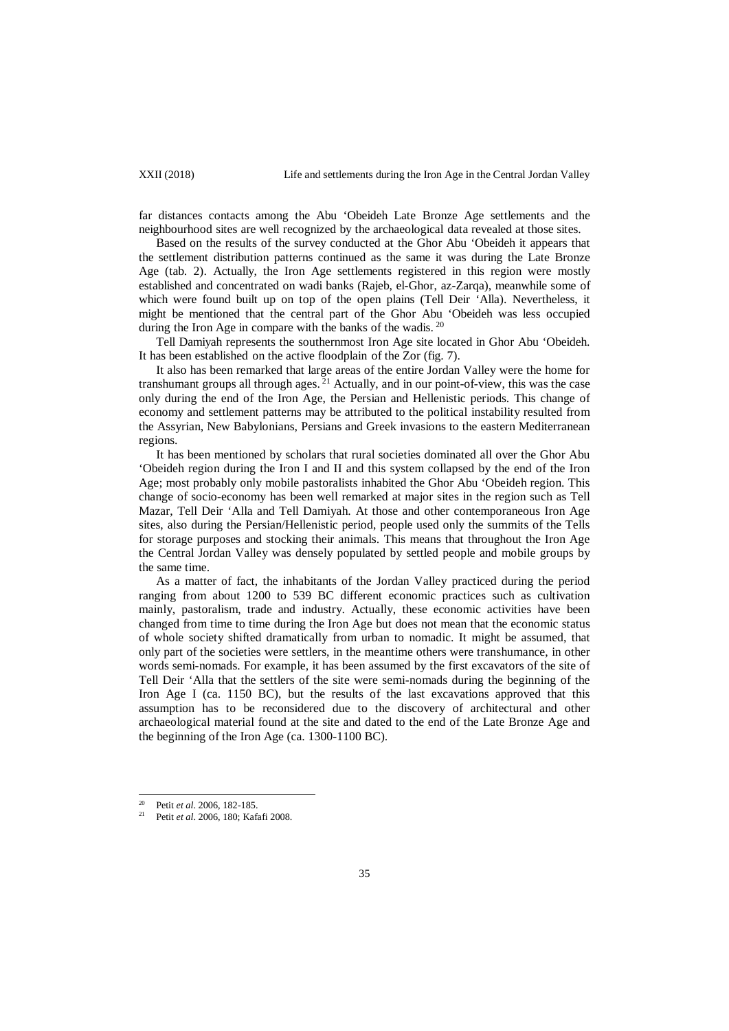far distances contacts among the Abu ‘Obeideh Late Bronze Age settlements and the neighbourhood sites are well recognized by the archaeological data revealed at those sites.

Based on the results of the survey conducted at the Ghor Abu ‘Obeideh it appears that the settlement distribution patterns continued as the same it was during the Late Bronze Age (tab. 2). Actually, the Iron Age settlements registered in this region were mostly established and concentrated on wadi banks (Rajeb, el-Ghor, az-Zarqa), meanwhile some of which were found built up on top of the open plains (Tell Deir ‘Alla). Nevertheless, it might be mentioned that the central part of the Ghor Abu ‘Obeideh was less occupied during the Iron Age in compare with the banks of the wadis. [20]

Tell Damiyah represents the southernmost Iron Age site located in Ghor Abu ‘Obeideh. It has been established on the active floodplain of the Zor (fig. 7).

It also has been remarked that large areas of the entire Jordan Valley were the home for transhumant groups all through ages. [21] Actually, and in our point-of-view, this was the case only during the end of the Iron Age, the Persian and Hellenistic periods. This change of economy and settlement patterns may be attributed to the political instability resulted from the Assyrian, New Babylonians, Persians and Greek invasions to the eastern Mediterranean regions.

It has been mentioned by scholars that rural societies dominated all over the Ghor Abu ‘Obeideh region during the Iron I and II and this system collapsed by the end of the Iron Age; most probably only mobile pastoralists inhabited the Ghor Abu ‘Obeideh region. This change of socio-economy has been well remarked at major sites in the region such as Tell Mazar, Tell Deir ‘Alla and Tell Damiyah. At those and other contemporaneous Iron Age sites, also during the Persian/Hellenistic period, people used only the summits of the Tells for storage purposes and stocking their animals. This means that throughout the Iron Age the Central Jordan Valley was densely populated by settled people and mobile groups by the same time.

As a matter of fact, the inhabitants of the Jordan Valley practiced during the period ranging from about 1200 to 539 BC different economic practices such as cultivation mainly, pastoralism, trade and industry. Actually, these economic activities have been changed from time to time during the Iron Age but does not mean that the economic status of whole society shifted dramatically from urban to nomadic. It might be assumed, that only part of the societies were settlers, in the meantime others were transhumance, in other words semi-nomads. For example, it has been assumed by the first excavators of the site of Tell Deir ‘Alla that the settlers of the site were semi-nomads during the beginning of the Iron Age I (ca. 1150 BC), but the results of the last excavations approved that this assumption has to be reconsidered due to the discovery of architectural and other archaeological material found at the site and dated to the end of the Late Bronze Age and the beginning of the Iron Age (ca. 1300-1100 BC).

[20] Petit *et al*. 2006, 182-185.

[21] Petit *et al*. 2006, 180; Kafafi 2008.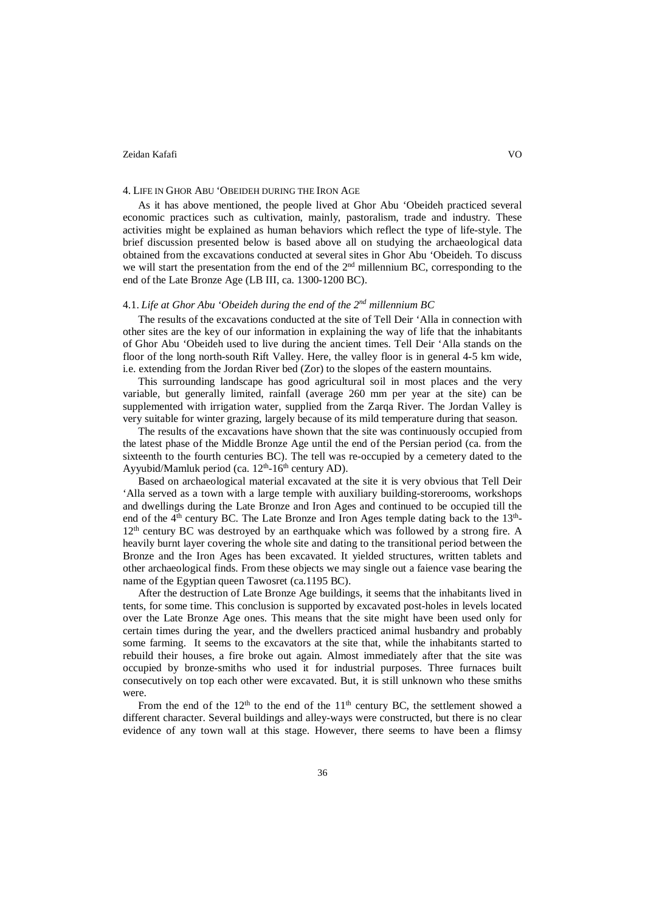## 4. LIFE IN GHOR ABU 'OBEIDEH DURING THE IRON AGE

As it has above mentioned, the people lived at Ghor Abu 'Obeideh practiced several economic practices such as cultivation, mainly, pastoralism, trade and industry. These activities might be explained as human behaviors which reflect the type of life-style. The brief discussion presented below is based above all on studying the archaeological data obtained from the excavations conducted at several sites in Ghor Abu 'Obeideh. To discuss we will start the presentation from the end of the 2nd millennium BC, corresponding to the end of the Late Bronze Age (LB III, ca. 1300-1200 BC).

### 4.1. *Life at Ghor Abu 'Obeideh during the end of the 2nd millennium BC*

The results of the excavations conducted at the site of Tell Deir 'Alla in connection with other sites are the key of our information in explaining the way of life that the inhabitants of Ghor Abu 'Obeideh used to live during the ancient times. Tell Deir 'Alla stands on the floor of the long north-south Rift Valley. Here, the valley floor is in general 4-5 km wide, i.e. extending from the Jordan River bed (Zor) to the slopes of the eastern mountains.

This surrounding landscape has good agricultural soil in most places and the very variable, but generally limited, rainfall (average 260 mm per year at the site) can be supplemented with irrigation water, supplied from the Zarqa River. The Jordan Valley is very suitable for winter grazing, largely because of its mild temperature during that season.

The results of the excavations have shown that the site was continuously occupied from the latest phase of the Middle Bronze Age until the end of the Persian period (ca. from the sixteenth to the fourth centuries BC). The tell was re-occupied by a cemetery dated to the Ayyubid/Mamluk period (ca. 12th-16th century AD).

Based on archaeological material excavated at the site it is very obvious that Tell Deir 'Alla served as a town with a large temple with auxiliary building-storerooms, workshops and dwellings during the Late Bronze and Iron Ages and continued to be occupied till the end of the 4th century BC. The Late Bronze and Iron Ages temple dating back to the 13th-12th century BC was destroyed by an earthquake which was followed by a strong fire. A heavily burnt layer covering the whole site and dating to the transitional period between the Bronze and the Iron Ages has been excavated. It yielded structures, written tablets and other archaeological finds. From these objects we may single out a faience vase bearing the name of the Egyptian queen Tawosret (ca.1195 BC).

After the destruction of Late Bronze Age buildings, it seems that the inhabitants lived in tents, for some time. This conclusion is supported by excavated post-holes in levels located over the Late Bronze Age ones. This means that the site might have been used only for certain times during the year, and the dwellers practiced animal husbandry and probably some farming. It seems to the excavators at the site that, while the inhabitants started to rebuild their houses, a fire broke out again. Almost immediately after that the site was occupied by bronze-smiths who used it for industrial purposes. Three furnaces built consecutively on top each other were excavated. But, it is still unknown who these smiths were.

From the end of the 12th to the end of the 11th century BC, the settlement showed a different character. Several buildings and alley-ways were constructed, but there is no clear evidence of any town wall at this stage. However, there seems to have been a flimsy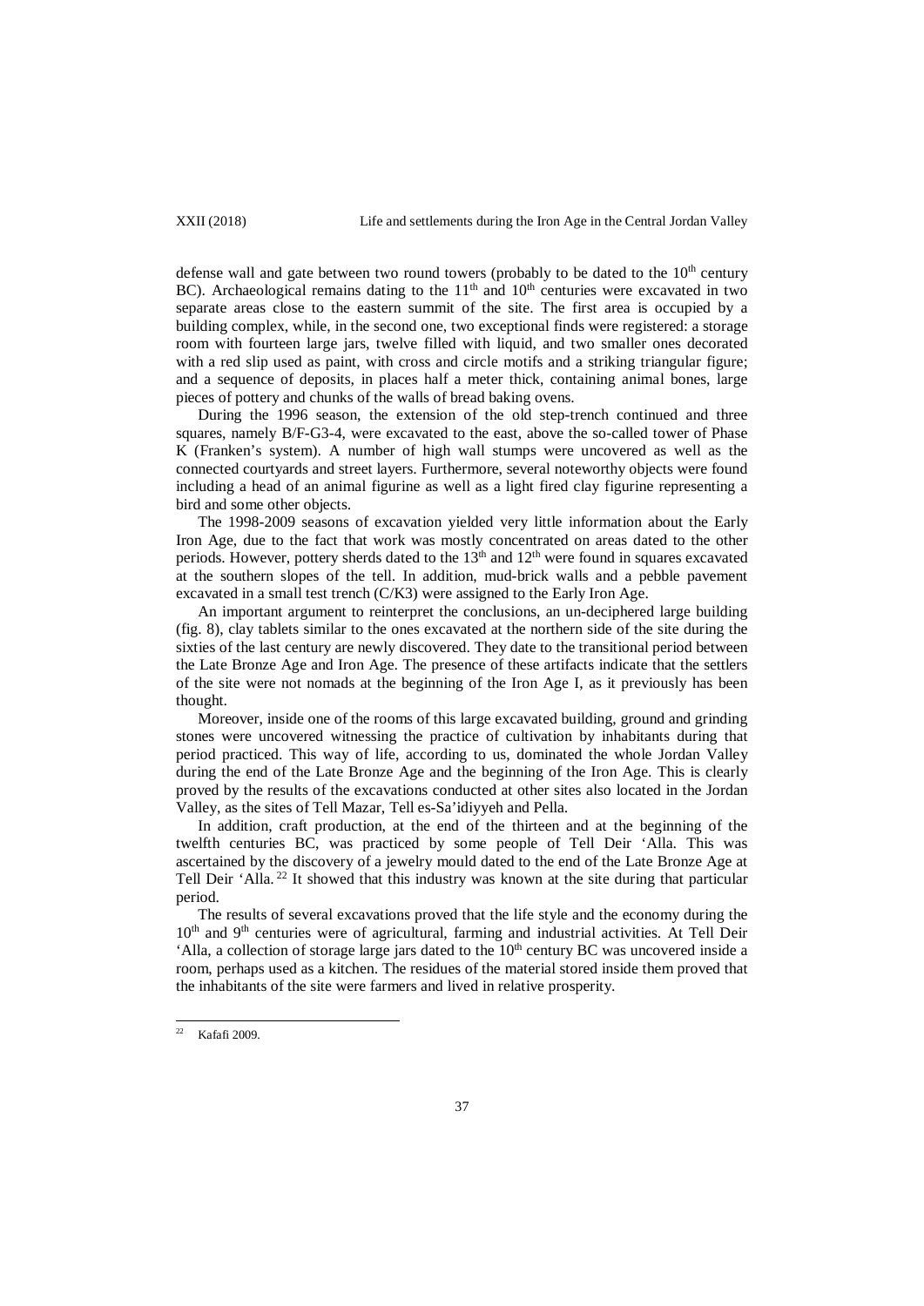defense wall and gate between two round towers (probably to be dated to the 10th century BC). Archaeological remains dating to the 11th and 10th centuries were excavated in two separate areas close to the eastern summit of the site. The first area is occupied by a building complex, while, in the second one, two exceptional finds were registered: a storage room with fourteen large jars, twelve filled with liquid, and two smaller ones decorated with a red slip used as paint, with cross and circle motifs and a striking triangular figure; and a sequence of deposits, in places half a meter thick, containing animal bones, large pieces of pottery and chunks of the walls of bread baking ovens.

During the 1996 season, the extension of the old step-trench continued and three squares, namely B/F-G3-4, were excavated to the east, above the so-called tower of Phase K (Franken's system). A number of high wall stumps were uncovered as well as the connected courtyards and street layers. Furthermore, several noteworthy objects were found including a head of an animal figurine as well as a light fired clay figurine representing a bird and some other objects.

The 1998-2009 seasons of excavation yielded very little information about the Early Iron Age, due to the fact that work was mostly concentrated on areas dated to the other periods. However, pottery sherds dated to the 13th and 12th were found in squares excavated at the southern slopes of the tell. In addition, mud-brick walls and a pebble pavement excavated in a small test trench (C/K3) were assigned to the Early Iron Age.

An important argument to reinterpret the conclusions, an un-deciphered large building (fig. 8), clay tablets similar to the ones excavated at the northern side of the site during the sixties of the last century are newly discovered. They date to the transitional period between the Late Bronze Age and Iron Age. The presence of these artifacts indicate that the settlers of the site were not nomads at the beginning of the Iron Age I, as it previously has been thought.

Moreover, inside one of the rooms of this large excavated building, ground and grinding stones were uncovered witnessing the practice of cultivation by inhabitants during that period practiced. This way of life, according to us, dominated the whole Jordan Valley during the end of the Late Bronze Age and the beginning of the Iron Age. This is clearly proved by the results of the excavations conducted at other sites also located in the Jordan Valley, as the sites of Tell Mazar, Tell es-Sa'idiyyeh and Pella.

In addition, craft production, at the end of the thirteen and at the beginning of the twelfth centuries BC, was practiced by some people of Tell Deir 'Alla. This was ascertained by the discovery of a jewelry mould dated to the end of the Late Bronze Age at Tell Deir 'Alla.[22] It showed that this industry was known at the site during that particular period.

The results of several excavations proved that the life style and the economy during the 10th and 9th centuries were of agricultural, farming and industrial activities. At Tell Deir 'Alla, a collection of storage large jars dated to the 10th century BC was uncovered inside a room, perhaps used as a kitchen. The residues of the material stored inside them proved that the inhabitants of the site were farmers and lived in relative prosperity.

---

[22] Kafafi 2009.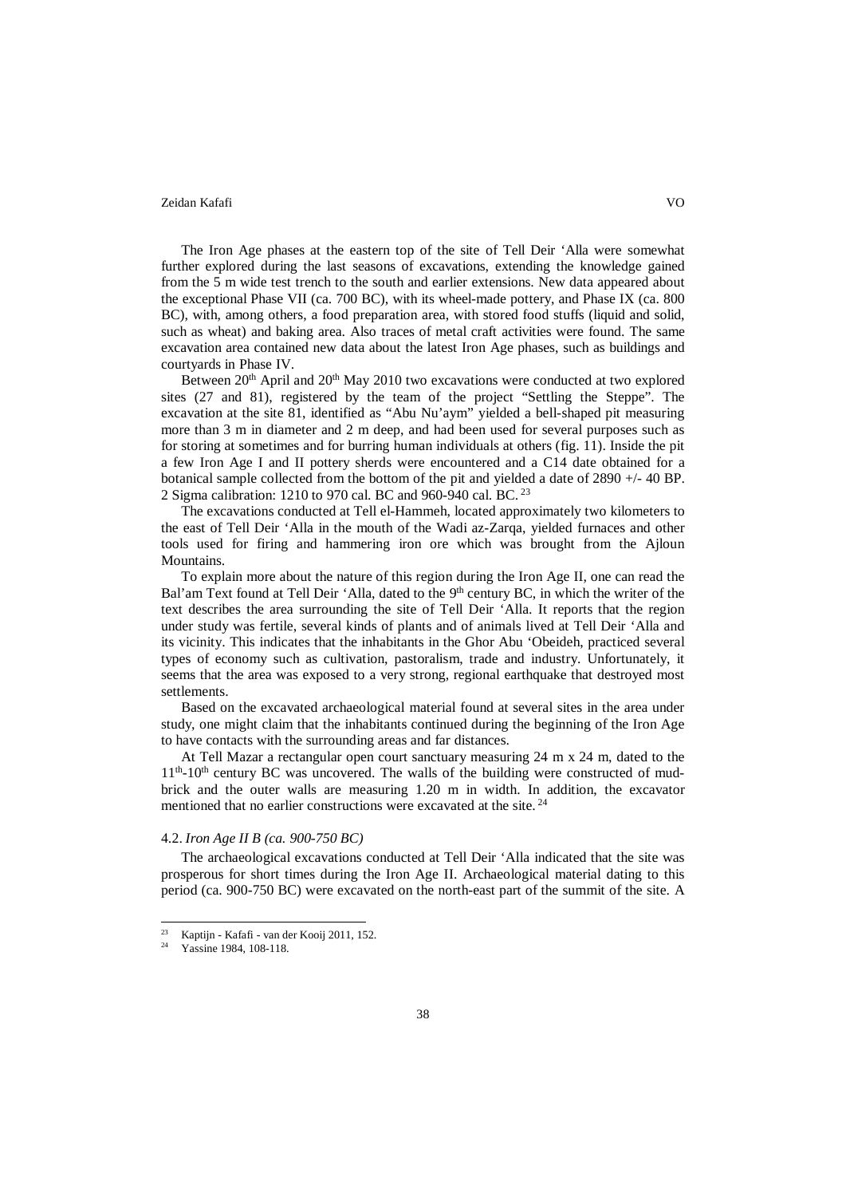The Iron Age phases at the eastern top of the site of Tell Deir 'Alla were somewhat further explored during the last seasons of excavations, extending the knowledge gained from the 5 m wide test trench to the south and earlier extensions. New data appeared about the exceptional Phase VII (ca. 700 BC), with its wheel-made pottery, and Phase IX (ca. 800 BC), with, among others, a food preparation area, with stored food stuffs (liquid and solid, such as wheat) and baking area. Also traces of metal craft activities were found. The same excavation area contained new data about the latest Iron Age phases, such as buildings and courtyards in Phase IV.

Between 20th April and 20th May 2010 two excavations were conducted at two explored sites (27 and 81), registered by the team of the project "Settling the Steppe". The excavation at the site 81, identified as "Abu Nu'aym" yielded a bell-shaped pit measuring more than 3 m in diameter and 2 m deep, and had been used for several purposes such as for storing at sometimes and for burring human individuals at others (fig. 11). Inside the pit a few Iron Age I and II pottery sherds were encountered and a C14 date obtained for a botanical sample collected from the bottom of the pit and yielded a date of 2890 +/- 40 BP. 2 Sigma calibration: 1210 to 970 cal. BC and 960-940 cal. BC. [23]

The excavations conducted at Tell el-Hammeh, located approximately two kilometers to the east of Tell Deir 'Alla in the mouth of the Wadi az-Zarqa, yielded furnaces and other tools used for firing and hammering iron ore which was brought from the Ajloun Mountains.

To explain more about the nature of this region during the Iron Age II, one can read the Bal'am Text found at Tell Deir 'Alla, dated to the 9th century BC, in which the writer of the text describes the area surrounding the site of Tell Deir 'Alla. It reports that the region under study was fertile, several kinds of plants and of animals lived at Tell Deir 'Alla and its vicinity. This indicates that the inhabitants in the Ghor Abu 'Obeideh, practiced several types of economy such as cultivation, pastoralism, trade and industry. Unfortunately, it seems that the area was exposed to a very strong, regional earthquake that destroyed most settlements.

Based on the excavated archaeological material found at several sites in the area under study, one might claim that the inhabitants continued during the beginning of the Iron Age to have contacts with the surrounding areas and far distances.

At Tell Mazar a rectangular open court sanctuary measuring 24 m x 24 m, dated to the 11th-10th century BC was uncovered. The walls of the building were constructed of mud-brick and the outer walls are measuring 1.20 m in width. In addition, the excavator mentioned that no earlier constructions were excavated at the site. [24]

### 4.2. *Iron Age II B (ca. 900-750 BC)*

The archaeological excavations conducted at Tell Deir 'Alla indicated that the site was prosperous for short times during the Iron Age II. Archaeological material dating to this period (ca. 900-750 BC) were excavated on the north-east part of the summit of the site. A

---

[23] Kaptijn - Kafafi - van der Kooij 2011, 152.

[24] Yassine 1984, 108-118.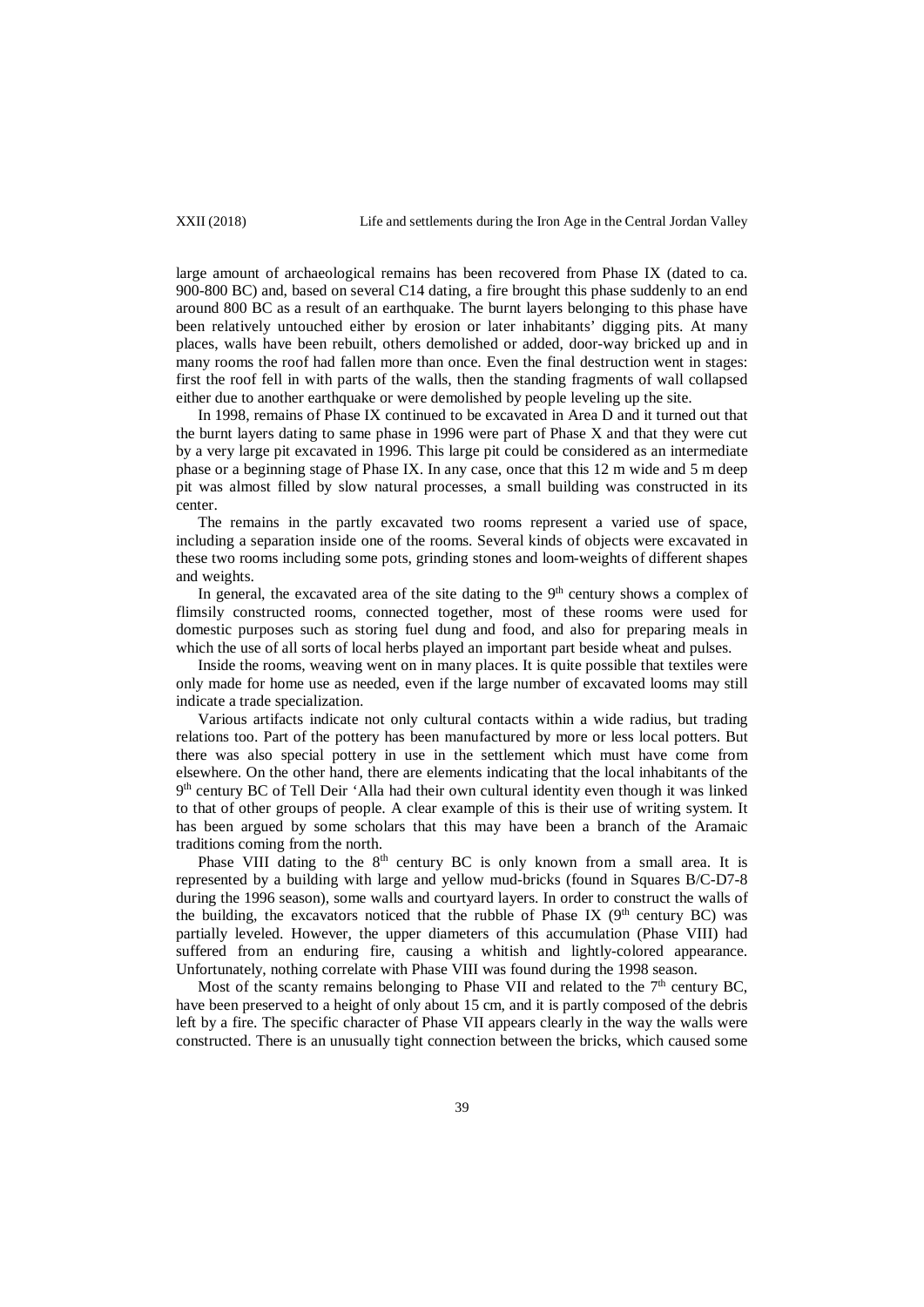large amount of archaeological remains has been recovered from Phase IX (dated to ca. 900-800 BC) and, based on several C14 dating, a fire brought this phase suddenly to an end around 800 BC as a result of an earthquake. The burnt layers belonging to this phase have been relatively untouched either by erosion or later inhabitants' digging pits. At many places, walls have been rebuilt, others demolished or added, door-way bricked up and in many rooms the roof had fallen more than once. Even the final destruction went in stages: first the roof fell in with parts of the walls, then the standing fragments of wall collapsed either due to another earthquake or were demolished by people leveling up the site.

In 1998, remains of Phase IX continued to be excavated in Area D and it turned out that the burnt layers dating to same phase in 1996 were part of Phase X and that they were cut by a very large pit excavated in 1996. This large pit could be considered as an intermediate phase or a beginning stage of Phase IX. In any case, once that this 12 m wide and 5 m deep pit was almost filled by slow natural processes, a small building was constructed in its center.

The remains in the partly excavated two rooms represent a varied use of space, including a separation inside one of the rooms. Several kinds of objects were excavated in these two rooms including some pots, grinding stones and loom-weights of different shapes and weights.

In general, the excavated area of the site dating to the 9th century shows a complex of flimsily constructed rooms, connected together, most of these rooms were used for domestic purposes such as storing fuel dung and food, and also for preparing meals in which the use of all sorts of local herbs played an important part beside wheat and pulses.

Inside the rooms, weaving went on in many places. It is quite possible that textiles were only made for home use as needed, even if the large number of excavated looms may still indicate a trade specialization.

Various artifacts indicate not only cultural contacts within a wide radius, but trading relations too. Part of the pottery has been manufactured by more or less local potters. But there was also special pottery in use in the settlement which must have come from elsewhere. On the other hand, there are elements indicating that the local inhabitants of the 9th century BC of Tell Deir 'Alla had their own cultural identity even though it was linked to that of other groups of people. A clear example of this is their use of writing system. It has been argued by some scholars that this may have been a branch of the Aramaic traditions coming from the north.

Phase VIII dating to the 8th century BC is only known from a small area. It is represented by a building with large and yellow mud-bricks (found in Squares B/C-D7-8 during the 1996 season), some walls and courtyard layers. In order to construct the walls of the building, the excavators noticed that the rubble of Phase IX (9th century BC) was partially leveled. However, the upper diameters of this accumulation (Phase VIII) had suffered from an enduring fire, causing a whitish and lightly-colored appearance. Unfortunately, nothing correlate with Phase VIII was found during the 1998 season.

Most of the scanty remains belonging to Phase VII and related to the 7th century BC, have been preserved to a height of only about 15 cm, and it is partly composed of the debris left by a fire. The specific character of Phase VII appears clearly in the way the walls were constructed. There is an unusually tight connection between the bricks, which caused some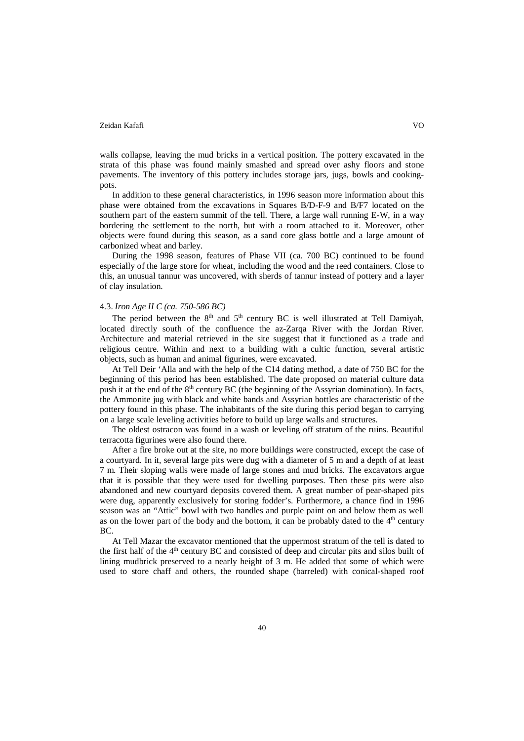walls collapse, leaving the mud bricks in a vertical position. The pottery excavated in the strata of this phase was found mainly smashed and spread over ashy floors and stone pavements. The inventory of this pottery includes storage jars, jugs, bowls and cooking-pots.

In addition to these general characteristics, in 1996 season more information about this phase were obtained from the excavations in Squares B/D-F-9 and B/F7 located on the southern part of the eastern summit of the tell. There, a large wall running E-W, in a way bordering the settlement to the north, but with a room attached to it. Moreover, other objects were found during this season, as a sand core glass bottle and a large amount of carbonized wheat and barley.

During the 1998 season, features of Phase VII (ca. 700 BC) continued to be found especially of the large store for wheat, including the wood and the reed containers. Close to this, an unusual tannur was uncovered, with sherds of tannur instead of pottery and a layer of clay insulation.

#### 4.3. *Iron Age II C (ca. 750-586 BC)*

The period between the 8th and 5th century BC is well illustrated at Tell Damiyah, located directly south of the confluence the az-Zarqa River with the Jordan River. Architecture and material retrieved in the site suggest that it functioned as a trade and religious centre. Within and next to a building with a cultic function, several artistic objects, such as human and animal figurines, were excavated.

At Tell Deir ʻAlla and with the help of the C14 dating method, a date of 750 BC for the beginning of this period has been established. The date proposed on material culture data push it at the end of the 8th century BC (the beginning of the Assyrian domination). In facts, the Ammonite jug with black and white bands and Assyrian bottles are characteristic of the pottery found in this phase. The inhabitants of the site during this period began to carrying on a large scale leveling activities before to build up large walls and structures.

The oldest ostracon was found in a wash or leveling off stratum of the ruins. Beautiful terracotta figurines were also found there.

After a fire broke out at the site, no more buildings were constructed, except the case of a courtyard. In it, several large pits were dug with a diameter of 5 m and a depth of at least 7 m. Their sloping walls were made of large stones and mud bricks. The excavators argue that it is possible that they were used for dwelling purposes. Then these pits were also abandoned and new courtyard deposits covered them. A great number of pear-shaped pits were dug, apparently exclusively for storing fodder's. Furthermore, a chance find in 1996 season was an "Attic" bowl with two handles and purple paint on and below them as well as on the lower part of the body and the bottom, it can be probably dated to the 4th century BC.

At Tell Mazar the excavator mentioned that the uppermost stratum of the tell is dated to the first half of the 4th century BC and consisted of deep and circular pits and silos built of lining mudbrick preserved to a nearly height of 3 m. He added that some of which were used to store chaff and others, the rounded shape (barreled) with conical-shaped roof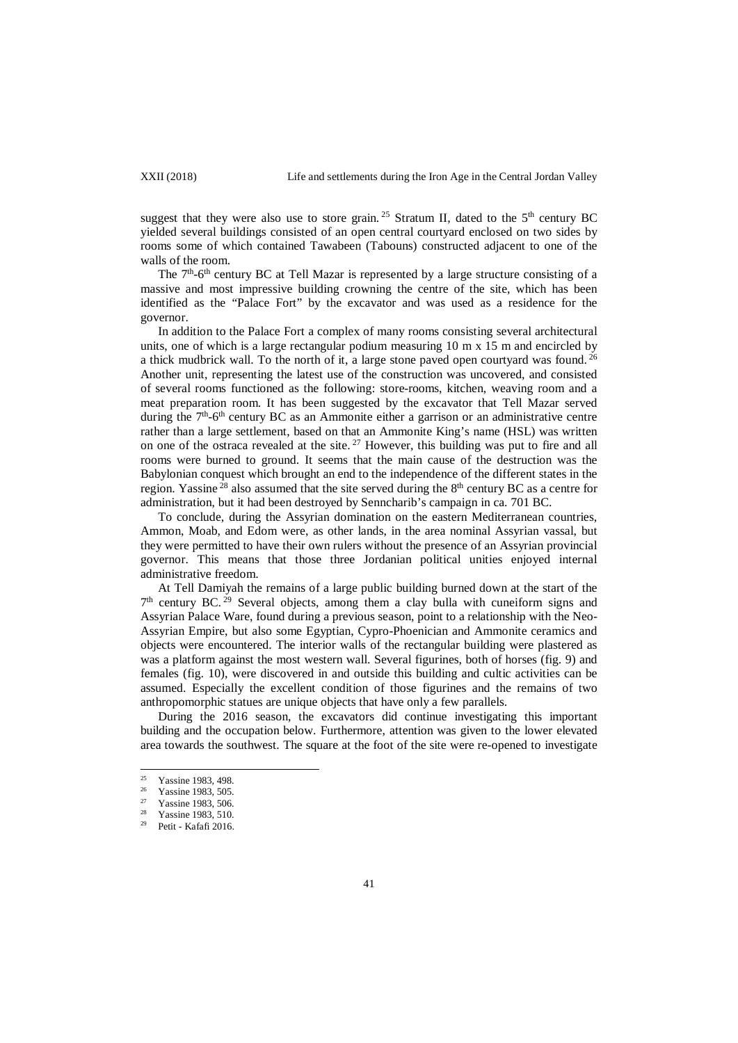suggest that they were also use to store grain.[25] Stratum II, dated to the 5th century BC yielded several buildings consisted of an open central courtyard enclosed on two sides by rooms some of which contained Tawabeen (Tabouns) constructed adjacent to one of the walls of the room.

The 7th-6th century BC at Tell Mazar is represented by a large structure consisting of a massive and most impressive building crowning the centre of the site, which has been identified as the "Palace Fort" by the excavator and was used as a residence for the governor.

In addition to the Palace Fort a complex of many rooms consisting several architectural units, one of which is a large rectangular podium measuring 10 m x 15 m and encircled by a thick mudbrick wall. To the north of it, a large stone paved open courtyard was found.[26] Another unit, representing the latest use of the construction was uncovered, and consisted of several rooms functioned as the following: store-rooms, kitchen, weaving room and a meat preparation room. It has been suggested by the excavator that Tell Mazar served during the 7th-6th century BC as an Ammonite either a garrison or an administrative centre rather than a large settlement, based on that an Ammonite King's name (HSL) was written on one of the ostraca revealed at the site.[27] However, this building was put to fire and all rooms were burned to ground. It seems that the main cause of the destruction was the Babylonian conquest which brought an end to the independence of the different states in the region. Yassine[28] also assumed that the site served during the 8th century BC as a centre for administration, but it had been destroyed by Senncharib's campaign in ca. 701 BC.

To conclude, during the Assyrian domination on the eastern Mediterranean countries, Ammon, Moab, and Edom were, as other lands, in the area nominal Assyrian vassal, but they were permitted to have their own rulers without the presence of an Assyrian provincial governor. This means that those three Jordanian political unities enjoyed internal administrative freedom.

At Tell Damiyah the remains of a large public building burned down at the start of the 7th century BC.[29] Several objects, among them a clay bulla with cuneiform signs and Assyrian Palace Ware, found during a previous season, point to a relationship with the Neo-Assyrian Empire, but also some Egyptian, Cypro-Phoenician and Ammonite ceramics and objects were encountered. The interior walls of the rectangular building were plastered as was a platform against the most western wall. Several figurines, both of horses (fig. 9) and females (fig. 10), were discovered in and outside this building and cultic activities can be assumed. Especially the excellent condition of those figurines and the remains of two anthropomorphic statues are unique objects that have only a few parallels.

During the 2016 season, the excavators did continue investigating this important building and the occupation below. Furthermore, attention was given to the lower elevated area towards the southwest. The square at the foot of the site were re-opened to investigate

---

[25] Yassine 1983, 498.

[26] Yassine 1983, 505.

[27] Yassine 1983, 506.

[28] Yassine 1983, 510.

[29] Petit - Kafafi 2016.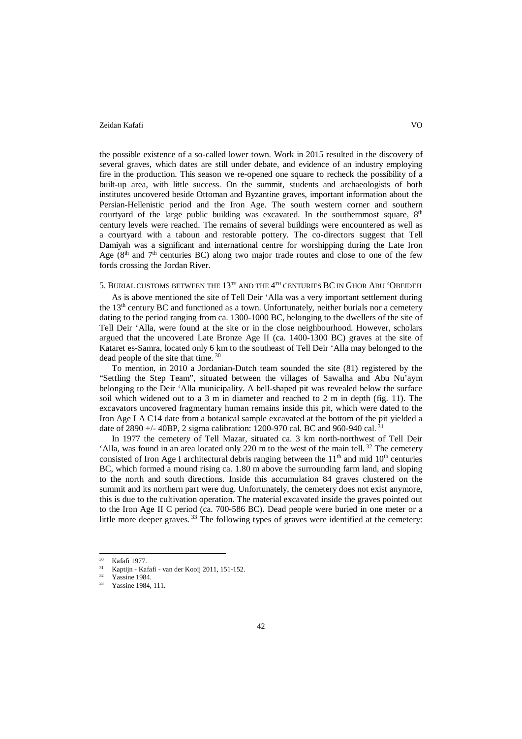the possible existence of a so-called lower town. Work in 2015 resulted in the discovery of several graves, which dates are still under debate, and evidence of an industry employing fire in the production. This season we re-opened one square to recheck the possibility of a built-up area, with little success. On the summit, students and archaeologists of both institutes uncovered beside Ottoman and Byzantine graves, important information about the Persian-Hellenistic period and the Iron Age. The south western corner and southern courtyard of the large public building was excavated. In the southernmost square, 8th century levels were reached. The remains of several buildings were encountered as well as a courtyard with a taboun and restorable pottery. The co-directors suggest that Tell Damiyah was a significant and international centre for worshipping during the Late Iron Age (8th and 7th centuries BC) along two major trade routes and close to one of the few fords crossing the Jordan River.

## 5. Burial customs between the 13th and the 4th centuries BC in Ghor Abu 'Obeideh

As is above mentioned the site of Tell Deir 'Alla was a very important settlement during the 13th century BC and functioned as a town. Unfortunately, neither burials nor a cemetery dating to the period ranging from ca. 1300-1000 BC, belonging to the dwellers of the site of Tell Deir 'Alla, were found at the site or in the close neighbourhood. However, scholars argued that the uncovered Late Bronze Age II (ca. 1400-1300 BC) graves at the site of Kataret es-Samra, located only 6 km to the southeast of Tell Deir 'Alla may belonged to the dead people of the site that time. [30]

To mention, in 2010 a Jordanian-Dutch team sounded the site (81) registered by the "Settling the Step Team", situated between the villages of Sawalha and Abu Nu'aym belonging to the Deir 'Alla municipality. A bell-shaped pit was revealed below the surface soil which widened out to a 3 m in diameter and reached to 2 m in depth (fig. 11). The excavators uncovered fragmentary human remains inside this pit, which were dated to the Iron Age I A C14 date from a botanical sample excavated at the bottom of the pit yielded a date of 2890 +/- 40BP, 2 sigma calibration: 1200-970 cal. BC and 960-940 cal. [31]

In 1977 the cemetery of Tell Mazar, situated ca. 3 km north-northwest of Tell Deir 'Alla, was found in an area located only 220 m to the west of the main tell. [32] The cemetery consisted of Iron Age I architectural debris ranging between the 11th and mid 10th centuries BC, which formed a mound rising ca. 1.80 m above the surrounding farm land, and sloping to the north and south directions. Inside this accumulation 84 graves clustered on the summit and its northern part were dug. Unfortunately, the cemetery does not exist anymore, this is due to the cultivation operation. The material excavated inside the graves pointed out to the Iron Age II C period (ca. 700-586 BC). Dead people were buried in one meter or a little more deeper graves. [33] The following types of graves were identified at the cemetery:

---

[30] Kafafi 1977.

[31] Kaptijn - Kafafi - van der Kooij 2011, 151-152.

[32] Yassine 1984.

[33] Yassine 1984, 111.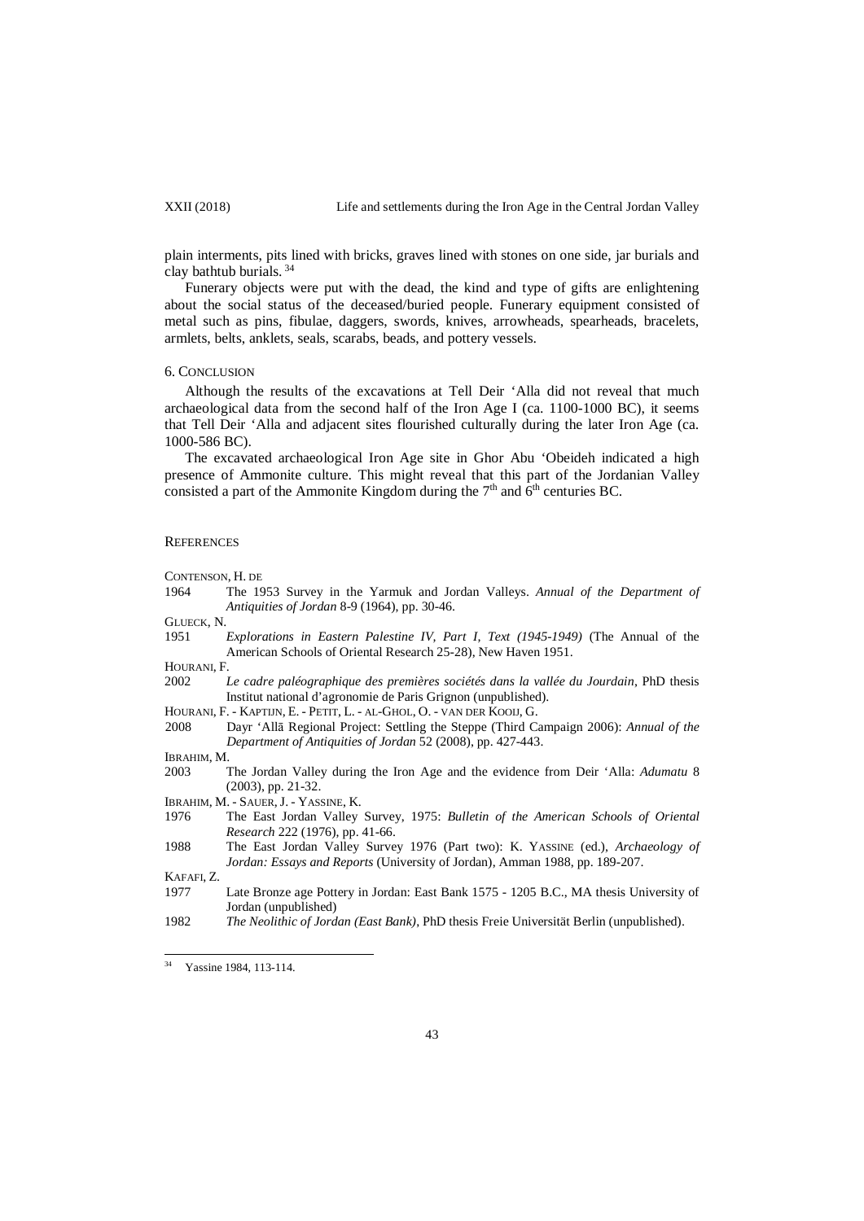plain interments, pits lined with bricks, graves lined with stones on one side, jar burials and clay bathtub burials.[34]

Funerary objects were put with the dead, the kind and type of gifts are enlightening about the social status of the deceased/buried people. Funerary equipment consisted of metal such as pins, fibulae, daggers, swords, knives, arrowheads, spearheads, bracelets, armlets, belts, anklets, seals, scarabs, beads, and pottery vessels.

## 6. Conclusion

Although the results of the excavations at Tell Deir ʻAlla did not reveal that much archaeological data from the second half of the Iron Age I (ca. 1100-1000 BC), it seems that Tell Deir ʻAlla and adjacent sites flourished culturally during the later Iron Age (ca. 1000-586 BC).

The excavated archaeological Iron Age site in Ghor Abu ʻObeideh indicated a high presence of Ammonite culture. This might reveal that this part of the Jordanian Valley consisted a part of the Ammonite Kingdom during the 7th and 6th centuries BC.

## References

Contenson, H. de

1964 The 1953 Survey in the Yarmuk and Jordan Valleys. *Annual of the Department of Antiquities of Jordan* 8-9 (1964), pp. 30-46.

Glueck, N.

1951 *Explorations in Eastern Palestine IV, Part I, Text (1945-1949)* (The Annual of the American Schools of Oriental Research 25-28), New Haven 1951.

Hourani, F.

2002 *Le cadre paléographique des premières sociétés dans la vallée du Jourdain*, PhD thesis Institut national d'agronomie de Paris Grignon (unpublished).

Hourani, F. - Kaptijn, E. - Petit, L. - al-Ghol, O. - van der Kooij, G.

2008 Dayr ʻAllā Regional Project: Settling the Steppe (Third Campaign 2006): *Annual of the Department of Antiquities of Jordan* 52 (2008), pp. 427-443.

Ibrahim, M.

2003 The Jordan Valley during the Iron Age and the evidence from Deir ʻAlla: *Adumatu* 8 (2003), pp. 21-32.

Ibrahim, M. - Sauer, J. - Yassine, K.

1976 The East Jordan Valley Survey, 1975: *Bulletin of the American Schools of Oriental Research* 222 (1976), pp. 41-66.

1988 The East Jordan Valley Survey 1976 (Part two): K. Yassine (ed.), *Archaeology of Jordan: Essays and Reports* (University of Jordan), Amman 1988, pp. 189-207.

Kafafi, Z.

1977 Late Bronze age Pottery in Jordan: East Bank 1575 - 1205 B.C., MA thesis University of Jordan (unpublished)

1982 *The Neolithic of Jordan (East Bank)*, PhD thesis Freie Universität Berlin (unpublished).

---

[34] Yassine 1984, 113-114.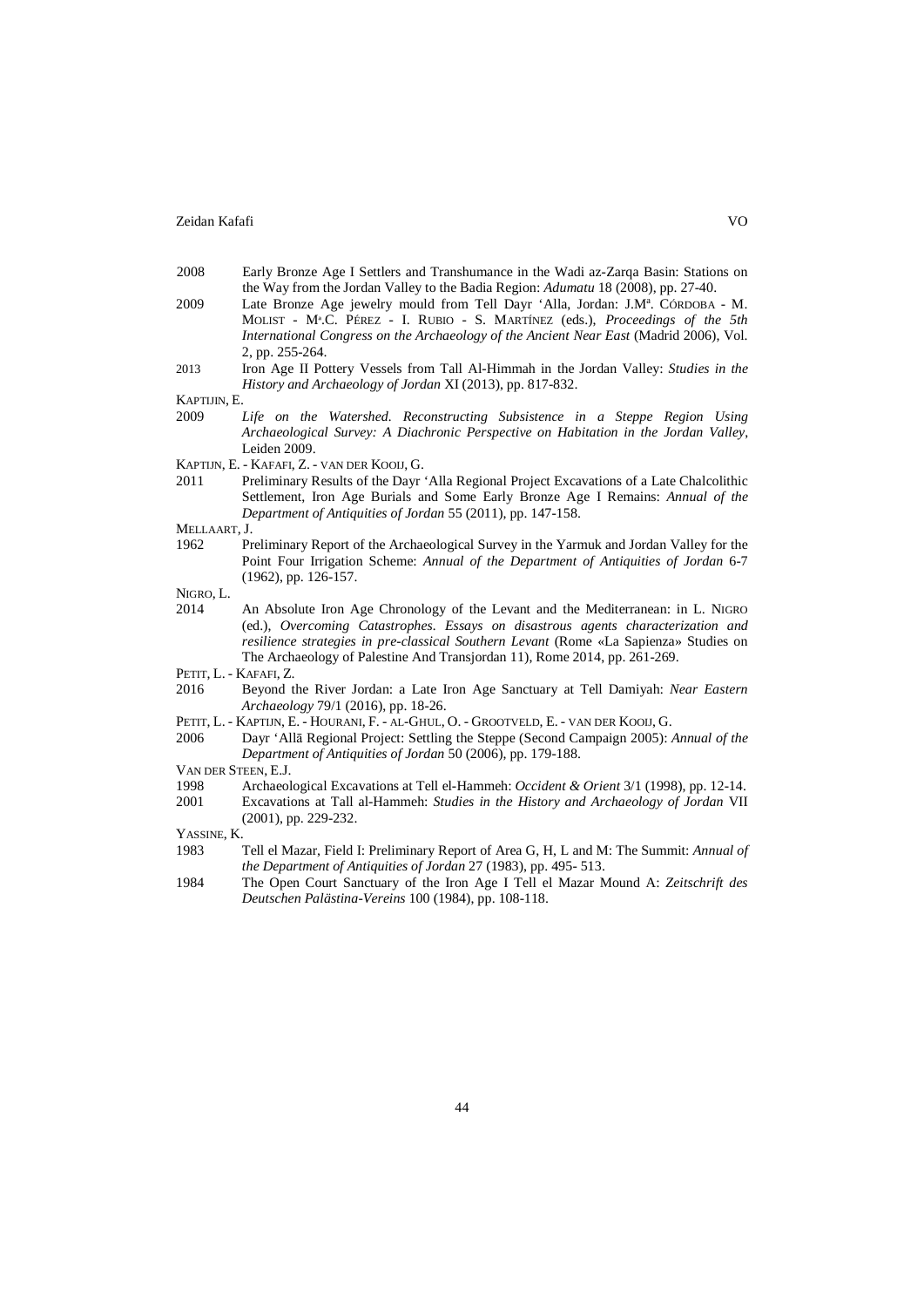2008 Early Bronze Age I Settlers and Transhumance in the Wadi az-Zarqa Basin: Stations on the Way from the Jordan Valley to the Badia Region: *Adumatu* 18 (2008), pp. 27-40.

2009 Late Bronze Age jewelry mould from Tell Dayr 'Alla, Jordan: J.Mª. CÓRDOBA - M. MOLIST - Mª.C. PÉREZ - I. RUBIO - S. MARTÍNEZ (eds.), *Proceedings of the 5th International Congress on the Archaeology of the Ancient Near East* (Madrid 2006), Vol. 2, pp. 255-264.

2013 Iron Age II Pottery Vessels from Tall Al-Himmah in the Jordan Valley: *Studies in the History and Archaeology of Jordan* XI (2013), pp. 817-832.

KAPTIJIN, E.

2009 *Life on the Watershed. Reconstructing Subsistence in a Steppe Region Using Archaeological Survey: A Diachronic Perspective on Habitation in the Jordan Valley*, Leiden 2009.

KAPTIJN, E. - KAFAFI, Z. - VAN DER KOOIJ, G.

2011 Preliminary Results of the Dayr 'Alla Regional Project Excavations of a Late Chalcolithic Settlement, Iron Age Burials and Some Early Bronze Age I Remains: *Annual of the Department of Antiquities of Jordan* 55 (2011), pp. 147-158.

MELLAART, J.

1962 Preliminary Report of the Archaeological Survey in the Yarmuk and Jordan Valley for the Point Four Irrigation Scheme: *Annual of the Department of Antiquities of Jordan* 6-7 (1962), pp. 126-157.

NIGRO, L.

2014 An Absolute Iron Age Chronology of the Levant and the Mediterranean: in L. NIGRO (ed.), *Overcoming Catastrophes. Essays on disastrous agents characterization and resilience strategies in pre-classical Southern Levant* (Rome «La Sapienza» Studies on The Archaeology of Palestine And Transjordan 11), Rome 2014, pp. 261-269.

PETIT, L. - KAFAFI, Z.

2016 Beyond the River Jordan: a Late Iron Age Sanctuary at Tell Damiyah: *Near Eastern Archaeology* 79/1 (2016), pp. 18-26.

PETIT, L. - KAPTIJN, E. - HOURANI, F. - AL-GHUL, O. - GROOTVELD, E. - VAN DER KOOIJ, G.

2006 Dayr 'Allā Regional Project: Settling the Steppe (Second Campaign 2005): *Annual of the Department of Antiquities of Jordan* 50 (2006), pp. 179-188.

VAN DER STEEN, E.J.

1998 Archaeological Excavations at Tell el-Hammeh: *Occident & Orient* 3/1 (1998), pp. 12-14.

2001 Excavations at Tall al-Hammeh: *Studies in the History and Archaeology of Jordan* VII (2001), pp. 229-232.

YASSINE, K.

1983 Tell el Mazar, Field I: Preliminary Report of Area G, H, L and M: The Summit: *Annual of the Department of Antiquities of Jordan* 27 (1983), pp. 495- 513.

1984 The Open Court Sanctuary of the Iron Age I Tell el Mazar Mound A: *Zeitschrift des Deutschen Palästina-Vereins* 100 (1984), pp. 108-118.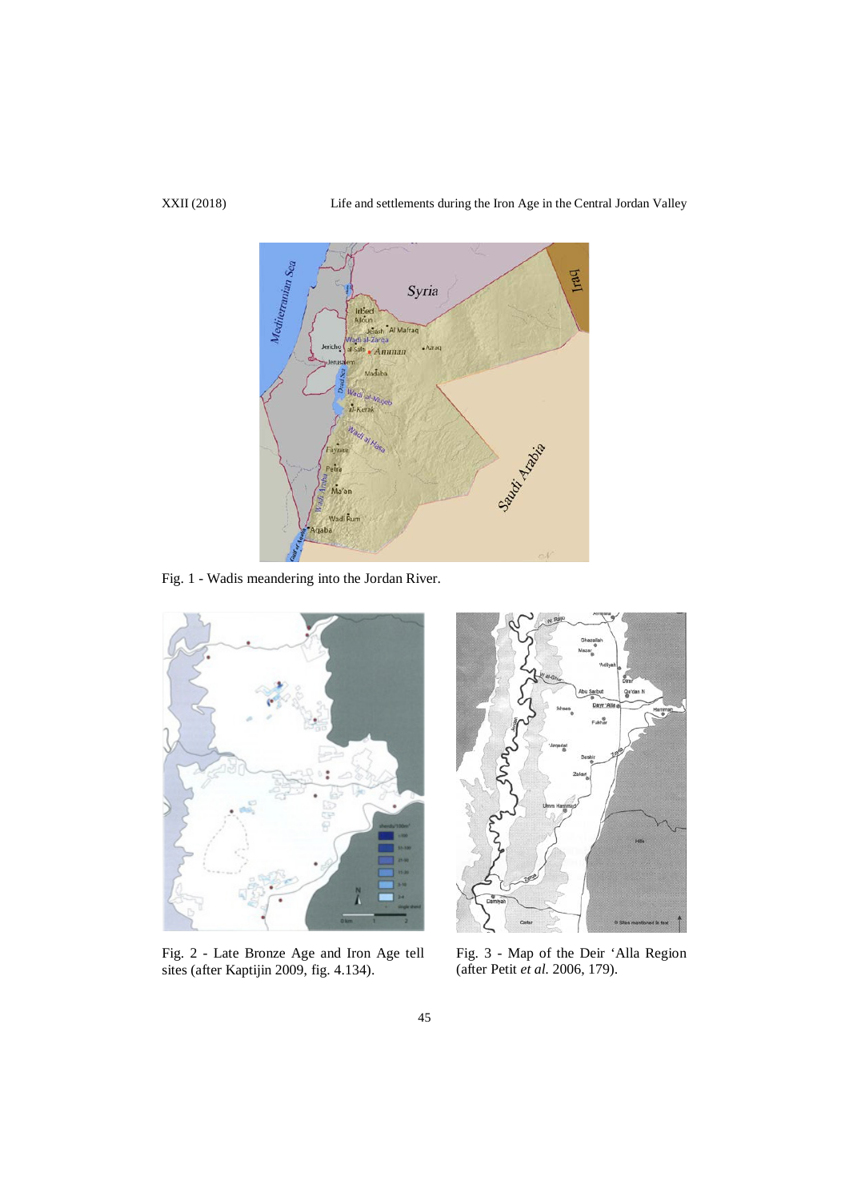Fig. 1 - Wadis meandering into the Jordan River.

Fig. 2 - Late Bronze Age and Iron Age tell sites (after Kaptijin 2009, fig. 4.134).

Fig. 3 - Map of the Deir 'Alla Region (after Petit *et al.* 2006, 179).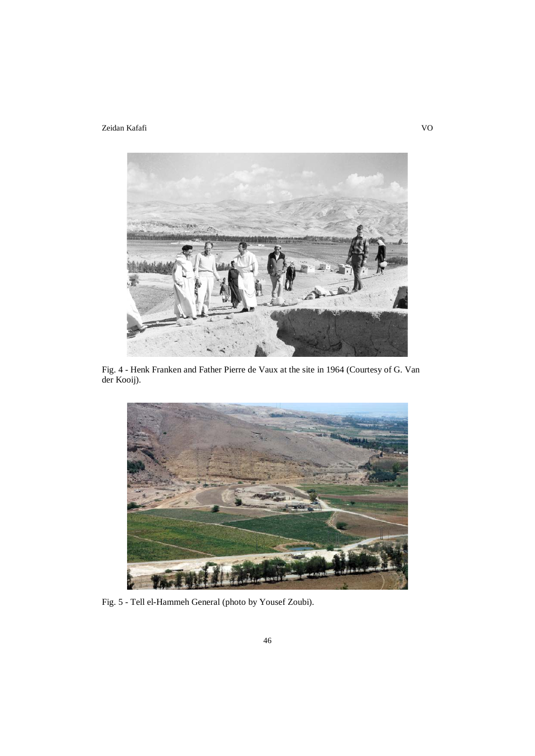Fig. 4 - Henk Franken and Father Pierre de Vaux at the site in 1964 (Courtesy of G. Van der Kooij).

Fig. 5 - Tell el-Hammeh General (photo by Yousef Zoubi).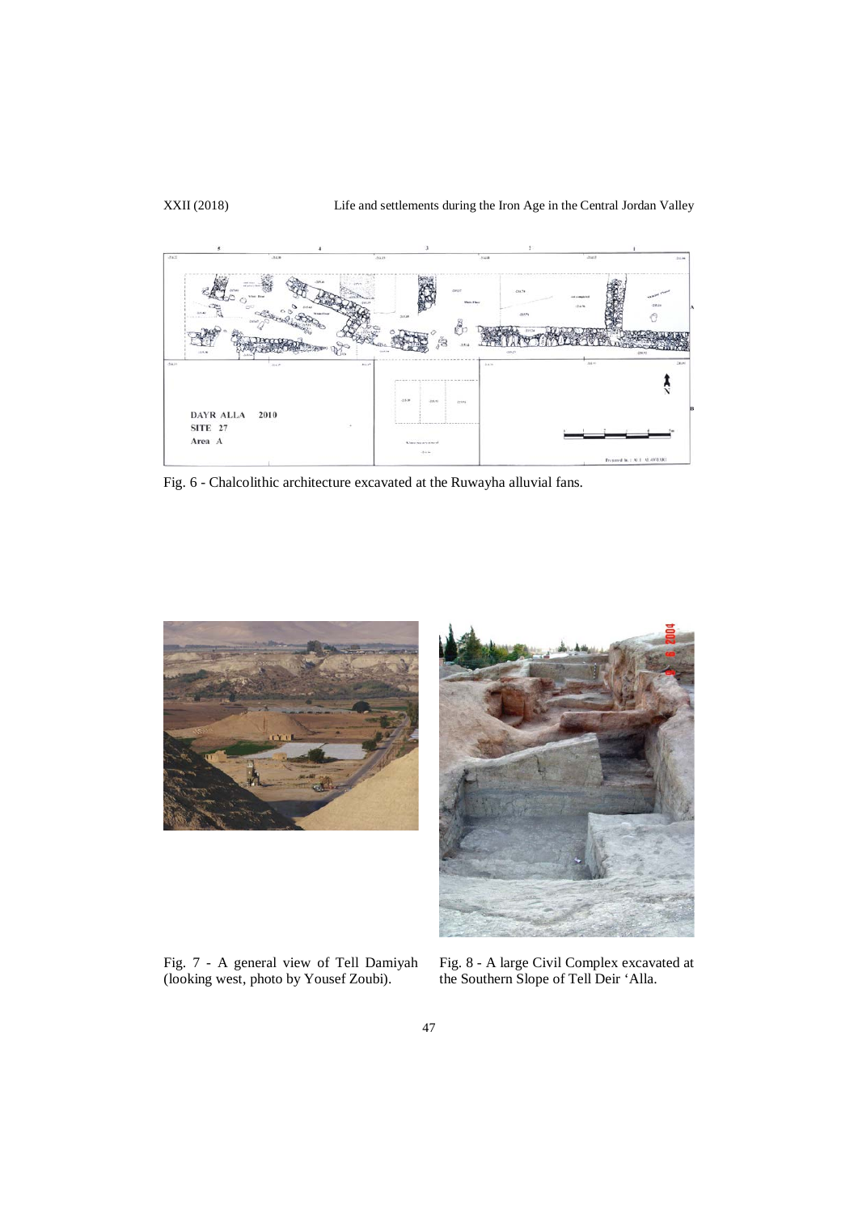Fig. 6 - Chalcolithic architecture excavated at the Ruwayha alluvial fans.

Fig. 7 - A general view of Tell Damiyah (looking west, photo by Yousef Zoubi).

Fig. 8 - A large Civil Complex excavated at the Southern Slope of Tell Deir 'Alla.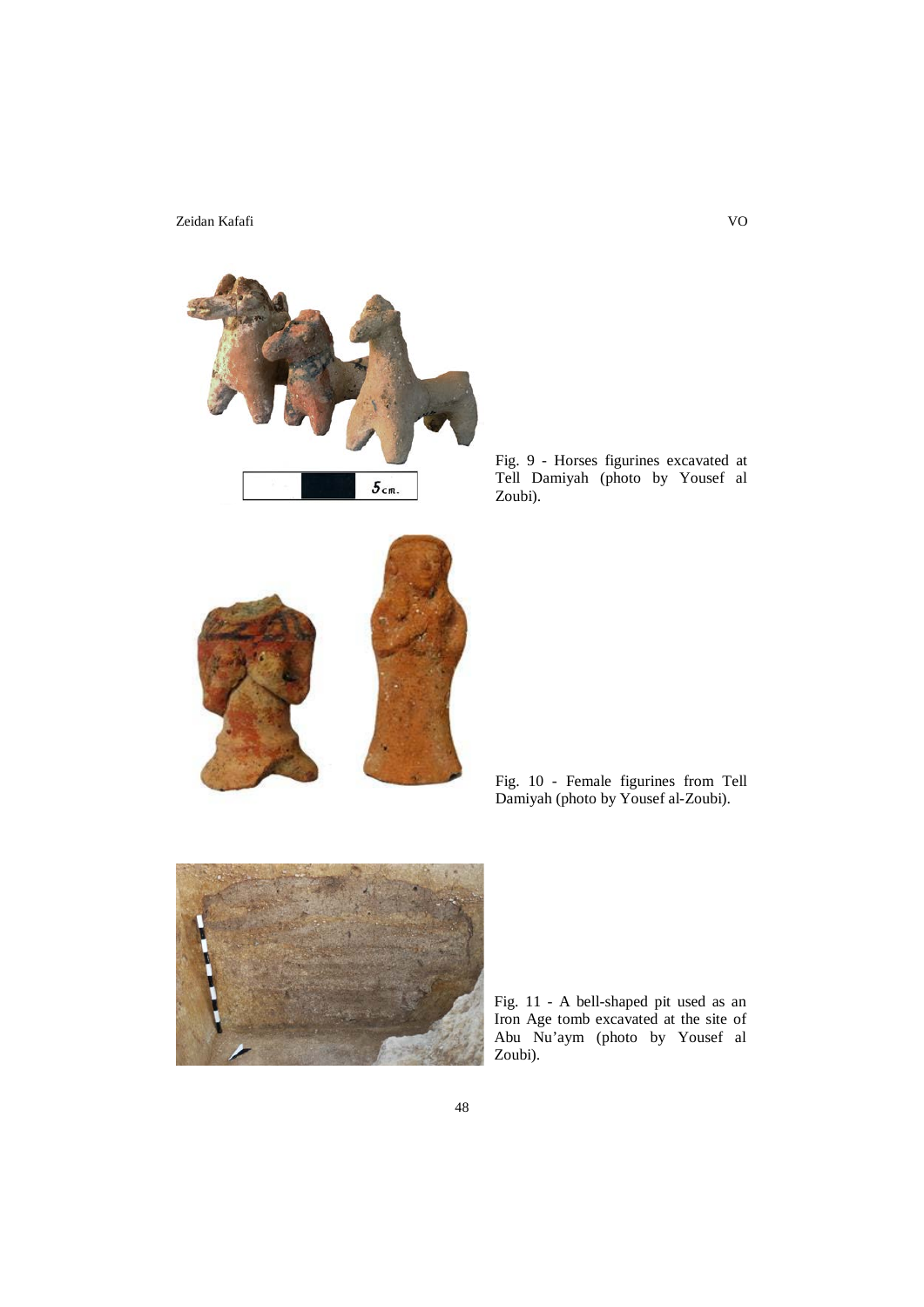Fig. 9 - Horses figurines excavated at Tell Damiyah (photo by Yousef al Zoubi).

Fig. 10 - Female figurines from Tell Damiyah (photo by Yousef al-Zoubi).

Fig. 11 - A bell-shaped pit used as an Iron Age tomb excavated at the site of Abu Nu'aym (photo by Yousef al Zoubi).